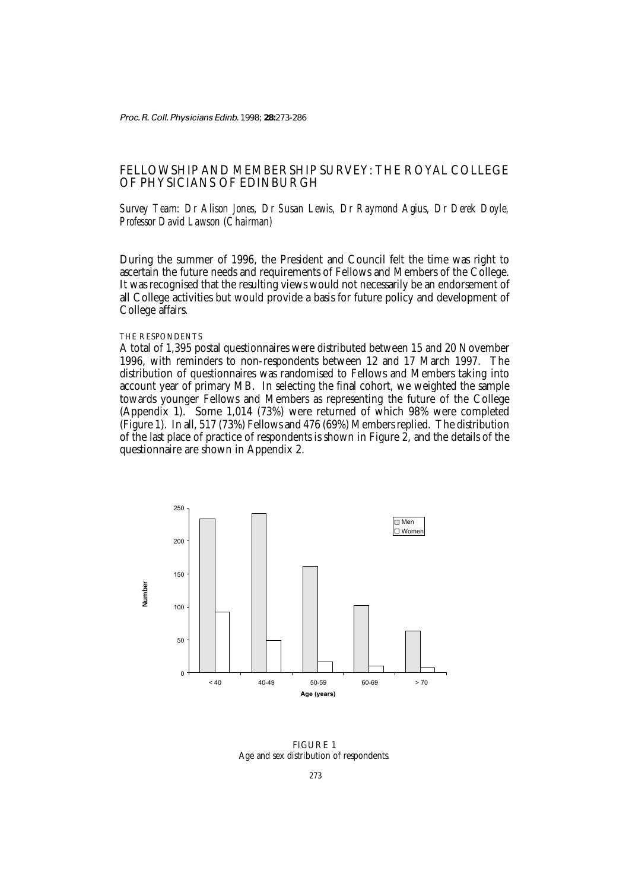# FELLOWSHIP AND MEMBERSHIP SURVEY: THE ROYAL COLLEGE OF PHYSICIANS OF EDINBURGH

*Survey Team: Dr Alison Jones, Dr Susan Lewis, Dr Raymond Agius, Dr Derek Doyle, Professor David Lawson (Chairman)*

During the summer of 1996, the President and Council felt the time was right to ascertain the future needs and requirements of Fellows and Members of the College. It was recognised that the resulting views would not necessarily be an endorsement of all College activities but would provide a basis for future policy and development of College affairs.

## THE RESPONDENTS

A total of 1,395 postal questionnaires were distributed between 15 and 20 November 1996, with reminders to non-respondents between 12 and 17 March 1997. The distribution of questionnaires was randomised to Fellows and Members taking into account year of primary MB. In selecting the final cohort, we weighted the sample towards younger Fellows and Members as representing the future of the College (Appendix 1). Some 1,014 (73%) were returned of which 98% were completed (Figure 1). In all, 517 (73%) Fellows and 476 (69%) Members replied. The distribution of the last place of practice of respondents is shown in Figure 2, and the details of the questionnaire are shown in Appendix 2.

FIGURE 1
Age and sex distribution of respondents.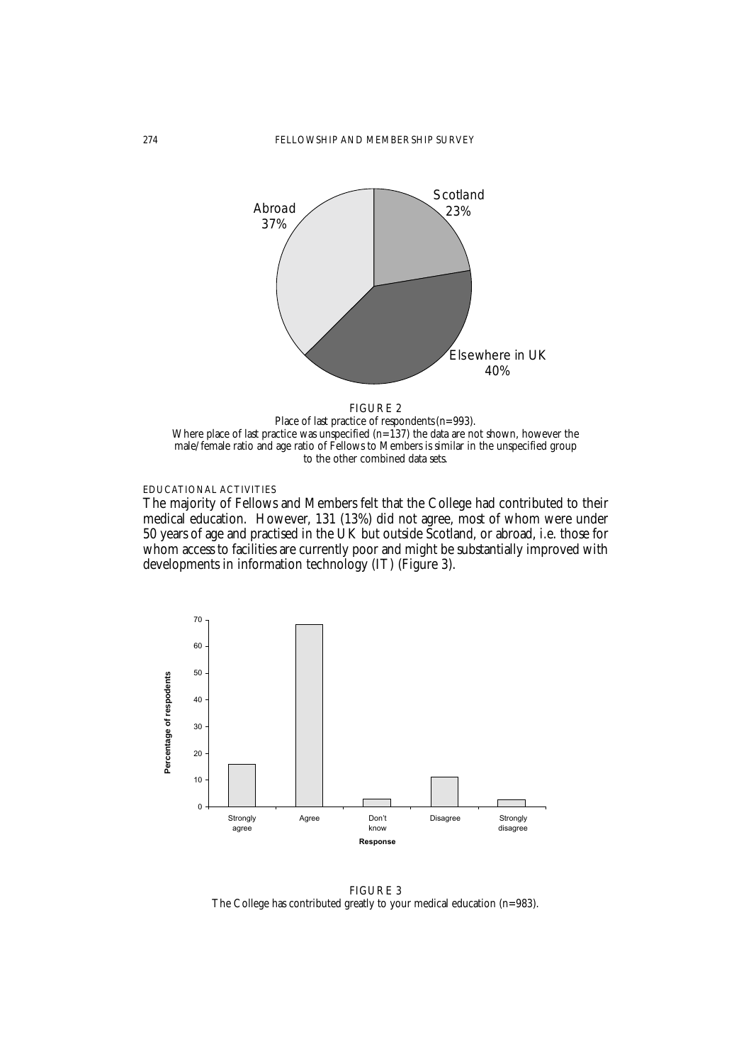FIGURE 2
Place of last practice of respondents (n=993).
Where place of last practice was unspecified (n=137) the data are not shown, however the male/female ratio and age ratio of Fellows to Members is similar in the unspecified group to the other combined data sets.

## EDUCATIONAL ACTIVITIES

The majority of Fellows and Members felt that the College had contributed to their medical education. However, 131 (13%) did not agree, most of whom were under 50 years of age and practised in the UK but outside Scotland, or abroad, i.e. those for whom access to facilities are currently poor and might be substantially improved with developments in information technology (IT) (Figure 3).

FIGURE 3
The College has contributed greatly to your medical education (n=983).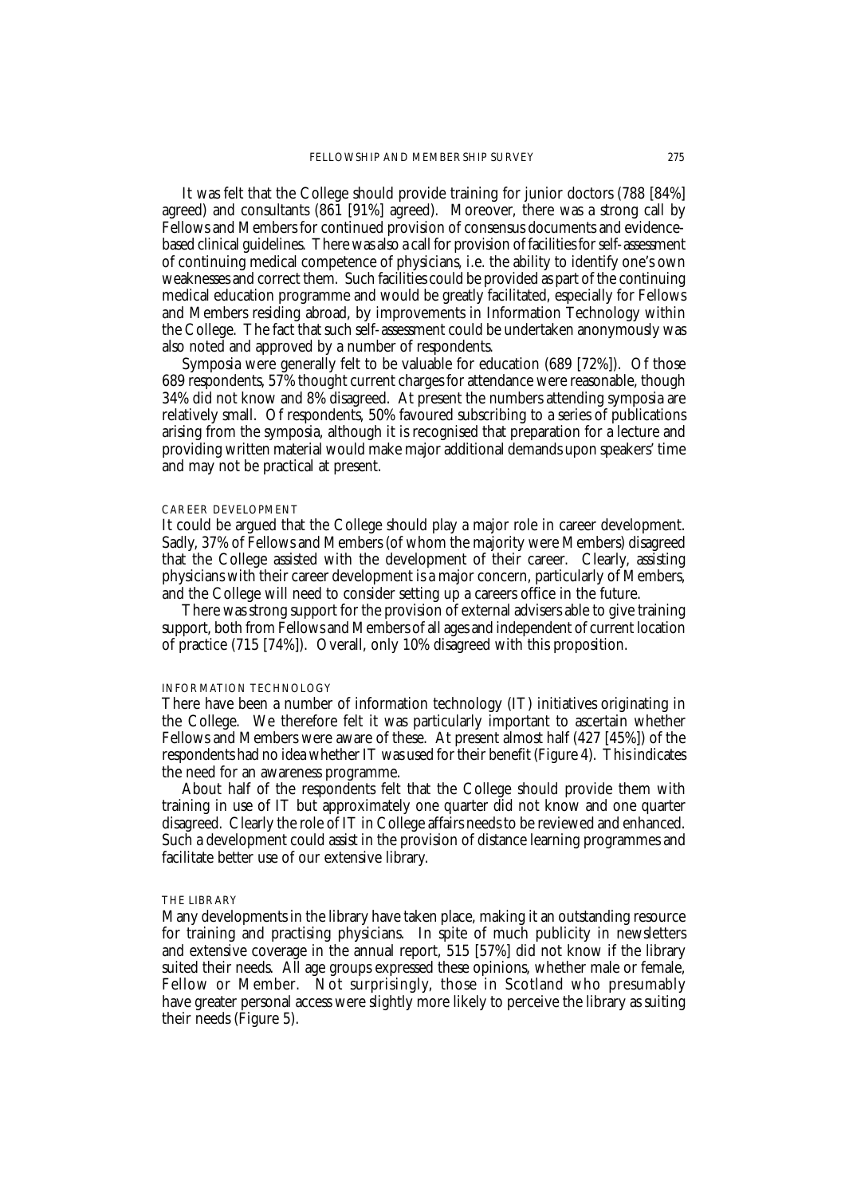It was felt that the College should provide training for junior doctors (788 [84%] agreed) and consultants (861 [91%] agreed). Moreover, there was a strong call by Fellows and Members for continued provision of consensus documents and evidence-based clinical guidelines. There was also a call for provision of facilities for self-assessment of continuing medical competence of physicians, i.e. the ability to identify one's own weaknesses and correct them. Such facilities could be provided as part of the continuing medical education programme and would be greatly facilitated, especially for Fellows and Members residing abroad, by improvements in Information Technology within the College. The fact that such self-assessment could be undertaken anonymously was also noted and approved by a number of respondents.

Symposia were generally felt to be valuable for education (689 [72%]). Of those 689 respondents, 57% thought current charges for attendance were reasonable, though 34% did not know and 8% disagreed. At present the numbers attending symposia are relatively small. Of respondents, 50% favoured subscribing to a series of publications arising from the symposia, although it is recognised that preparation for a lecture and providing written material would make major additional demands upon speakers' time and may not be practical at present.

### CAREER DEVELOPMENT

It could be argued that the College should play a major role in career development. Sadly, 37% of Fellows and Members (of whom the majority were Members) disagreed that the College assisted with the development of their career. Clearly, assisting physicians with their career development is a major concern, particularly of Members, and the College will need to consider setting up a careers office in the future.

There was strong support for the provision of external advisers able to give training support, both from Fellows and Members of all ages and independent of current location of practice (715 [74%]). Overall, only 10% disagreed with this proposition.

### INFORMATION TECHNOLOGY

There have been a number of information technology (IT) initiatives originating in the College. We therefore felt it was particularly important to ascertain whether Fellows and Members were aware of these. At present almost half (427 [45%]) of the respondents had no idea whether IT was used for their benefit (Figure 4). This indicates the need for an awareness programme.

About half of the respondents felt that the College should provide them with training in use of IT but approximately one quarter did not know and one quarter disagreed. Clearly the role of IT in College affairs needs to be reviewed and enhanced. Such a development could assist in the provision of distance learning programmes and facilitate better use of our extensive library.

### THE LIBRARY

Many developments in the library have taken place, making it an outstanding resource for training and practising physicians. In spite of much publicity in newsletters and extensive coverage in the annual report, 515 [57%] did not know if the library suited their needs. All age groups expressed these opinions, whether male or female, Fellow or Member. Not surprisingly, those in Scotland who presumably have greater personal access were slightly more likely to perceive the library as suiting their needs (Figure 5).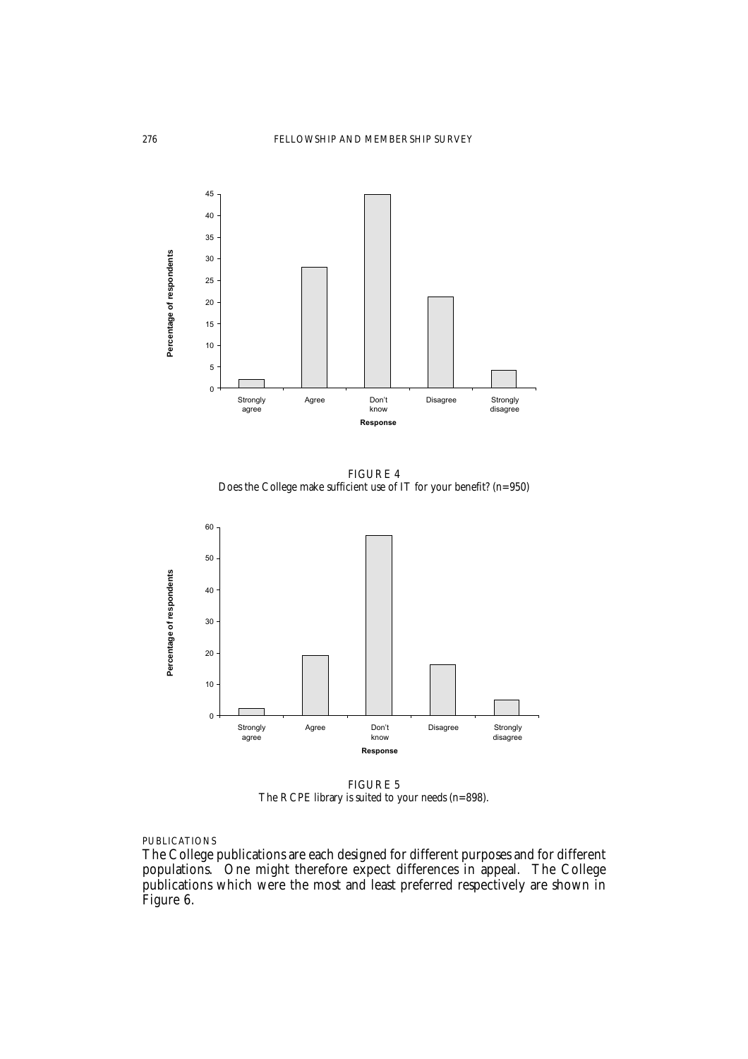FIGURE 4
Does the College make sufficient use of IT for your benefit? (n=950)

FIGURE 5
The RCPE library is suited to your needs (n=898).

PUBLICATIONS

The College publications are each designed for different purposes and for different populations. One might therefore expect differences in appeal. The College publications which were the most and least preferred respectively are shown in Figure 6.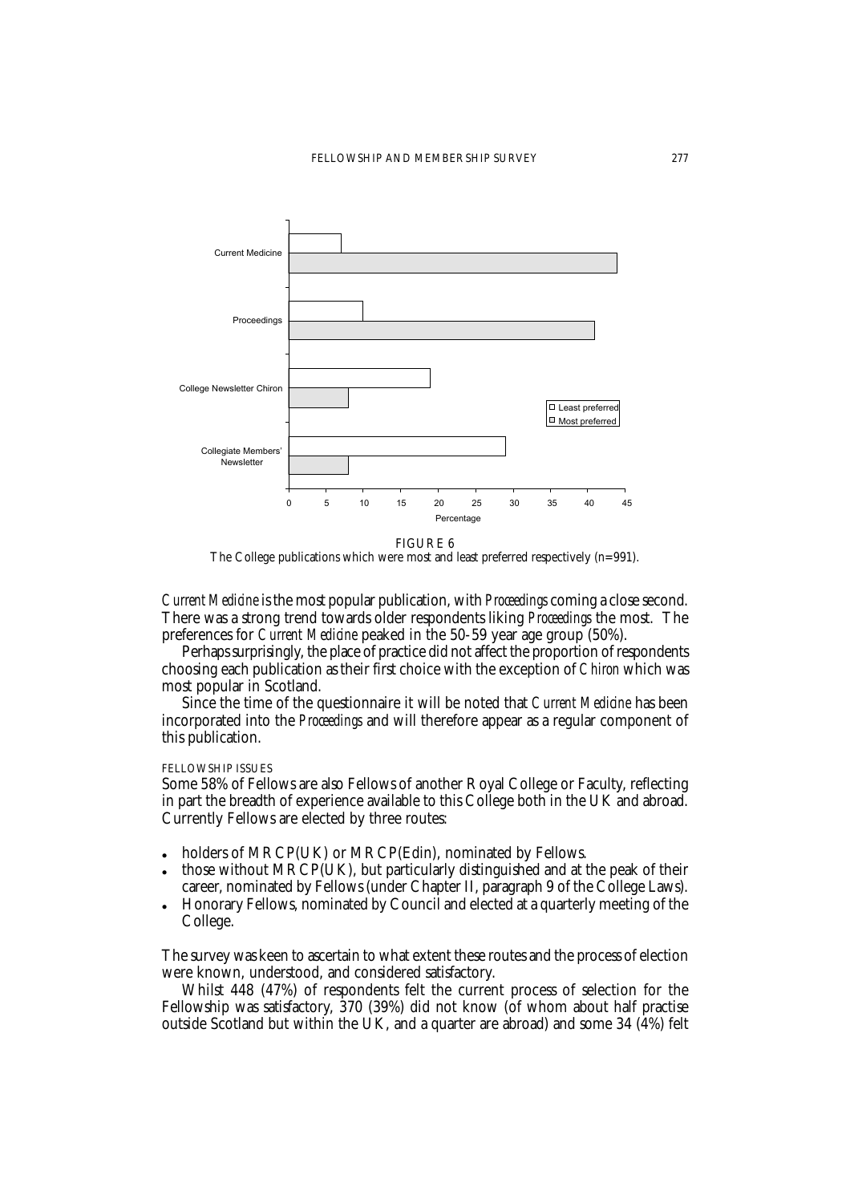FIGURE 6
The College publications which were most and least preferred respectively (n=991).

*Current Medicine* is the most popular publication, with *Proceedings* coming a close second. There was a strong trend towards older respondents liking *Proceedings* the most. The preferences for *Current Medicine* peaked in the 50-59 year age group (50%).

Perhaps surprisingly, the place of practice did not affect the proportion of respondents choosing each publication as their first choice with the exception of *Chiron* which was most popular in Scotland.

Since the time of the questionnaire it will be noted that *Current Medicine* has been incorporated into the *Proceedings* and will therefore appear as a regular component of this publication.

## FELLOWSHIP ISSUES

Some 58% of Fellows are also Fellows of another Royal College or Faculty, reflecting in part the breadth of experience available to this College both in the UK and abroad. Currently Fellows are elected by three routes:

- holders of MRCP(UK) or MRCP(Edin), nominated by Fellows.
- those without MRCP(UK), but particularly distinguished and at the peak of their career, nominated by Fellows (under Chapter II, paragraph 9 of the College Laws).
- Honorary Fellows, nominated by Council and elected at a quarterly meeting of the College.

The survey was keen to ascertain to what extent these routes and the process of election were known, understood, and considered satisfactory.

Whilst 448 (47%) of respondents felt the current process of selection for the Fellowship was satisfactory, 370 (39%) did not know (of whom about half practise outside Scotland but within the UK, and a quarter are abroad) and some 34 (4%) felt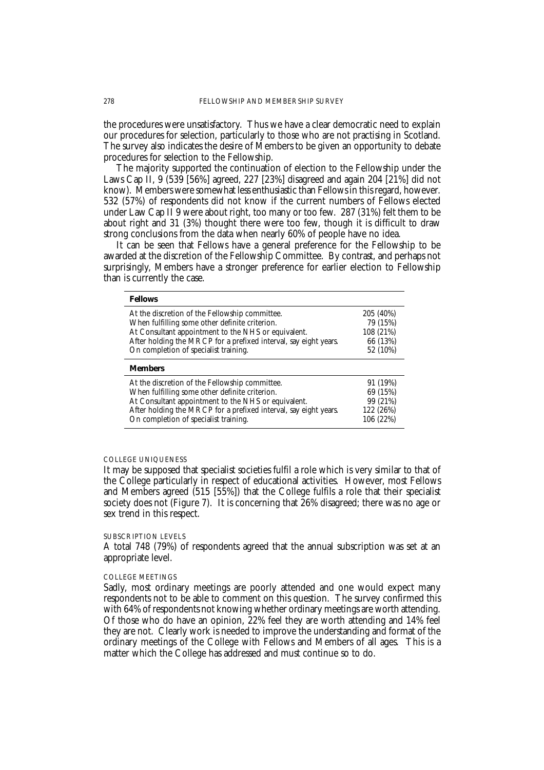the procedures were unsatisfactory. Thus we have a clear democratic need to explain our procedures for selection, particularly to those who are not practising in Scotland. The survey also indicates the desire of Members to be given an opportunity to debate procedures for selection to the Fellowship.

The majority supported the continuation of election to the Fellowship under the Laws Cap II, 9 (539 [56%] agreed, 227 [23%] disagreed and again 204 [21%] did not know). Members were somewhat less enthusiastic than Fellows in this regard, however. 532 (57%) of respondents did not know if the current numbers of Fellows elected under Law Cap II 9 were about right, too many or too few. 287 (31%) felt them to be about right and 31 (3%) thought there were too few, though it is difficult to draw strong conclusions from the data when nearly 60% of people have no idea.

It can be seen that Fellows have a general preference for the Fellowship to be awarded at the discretion of the Fellowship Committee. By contrast, and perhaps not surprisingly, Members have a stronger preference for earlier election to Fellowship than is currently the case.

| **Fellows** | |
|---|---|
| At the discretion of the Fellowship committee. | 205 (40%) |
| When fulfilling some other definite criterion. | 79 (15%) |
| At Consultant appointment to the NHS or equivalent. | 108 (21%) |
| After holding the MRCP for a prefixed interval, say eight years. | 66 (13%) |
| On completion of specialist training. | 52 (10%) |
| **Members** | |
| At the discretion of the Fellowship committee. | 91 (19%) |
| When fulfilling some other definite criterion. | 69 (15%) |
| At Consultant appointment to the NHS or equivalent. | 99 (21%) |
| After holding the MRCP for a prefixed interval, say eight years. | 122 (26%) |
| On completion of specialist training. | 106 (22%) |

### COLLEGE UNIQUENESS

It may be supposed that specialist societies fulfil a role which is very similar to that of the College particularly in respect of educational activities. However, most Fellows and Members agreed (515 [55%]) that the College fulfils a role that their specialist society does not (Figure 7). It is concerning that 26% disagreed; there was no age or sex trend in this respect.

### SUBSCRIPTION LEVELS

A total 748 (79%) of respondents agreed that the annual subscription was set at an appropriate level.

### COLLEGE MEETINGS

Sadly, most ordinary meetings are poorly attended and one would expect many respondents not to be able to comment on this question. The survey confirmed this with 64% of respondents not knowing whether ordinary meetings are worth attending. Of those who do have an opinion, 22% feel they are worth attending and 14% feel they are not. Clearly work is needed to improve the understanding and format of the ordinary meetings of the College with Fellows and Members of all ages. This is a matter which the College has addressed and must continue so to do.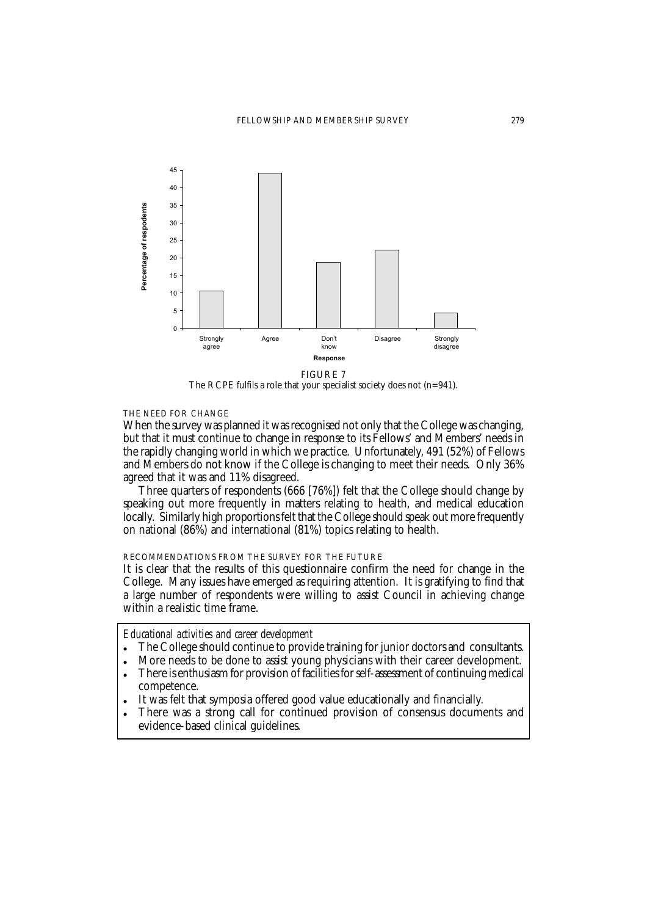FIGURE 7

The RCPE fulfils a role that your specialist society does not (n=941).

### THE NEED FOR CHANGE

When the survey was planned it was recognised not only that the College was changing, but that it must continue to change in response to its Fellows' and Members' needs in the rapidly changing world in which we practice. Unfortunately, 491 (52%) of Fellows and Members do not know if the College is changing to meet their needs. Only 36% agreed that it was and 11% disagreed.

Three quarters of respondents (666 [76%]) felt that the College should change by speaking out more frequently in matters relating to health, and medical education locally. Similarly high proportions felt that the College should speak out more frequently on national (86%) and international (81%) topics relating to health.

### RECOMMENDATIONS FROM THE SURVEY FOR THE FUTURE

It is clear that the results of this questionnaire confirm the need for change in the College. Many issues have emerged as requiring attention. It is gratifying to find that a large number of respondents were willing to assist Council in achieving change within a realistic time frame.

*Educational activities and career development*

- The College should continue to provide training for junior doctors and consultants.
- More needs to be done to assist young physicians with their career development.
- There is enthusiasm for provision of facilities for self-assessment of continuing medical competence.
- It was felt that symposia offered good value educationally and financially.
- There was a strong call for continued provision of consensus documents and evidence-based clinical guidelines.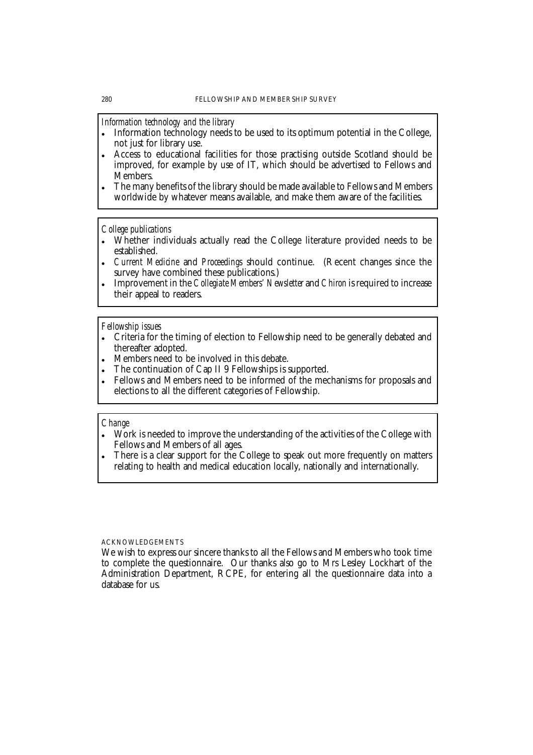*Information technology and the library*

- Information technology needs to be used to its optimum potential in the College, not just for library use.
- Access to educational facilities for those practising outside Scotland should be improved, for example by use of IT, which should be advertised to Fellows and Members.
- The many benefits of the library should be made available to Fellows and Members worldwide by whatever means available, and make them aware of the facilities.

*College publications*

- Whether individuals actually read the College literature provided needs to be established.
- *Current Medicine* and *Proceedings* should continue. (Recent changes since the survey have combined these publications.)
- Improvement in the *Collegiate Members' Newsletter* and *Chiron* is required to increase their appeal to readers.

*Fellowship issues*

- Criteria for the timing of election to Fellowship need to be generally debated and thereafter adopted.
- Members need to be involved in this debate.
- The continuation of Cap II 9 Fellowships is supported.
- Fellows and Members need to be informed of the mechanisms for proposals and elections to all the different categories of Fellowship.

*Change*

- Work is needed to improve the understanding of the activities of the College with Fellows and Members of all ages.
- There is a clear support for the College to speak out more frequently on matters relating to health and medical education locally, nationally and internationally.

## ACKNOWLEDGEMENTS

We wish to express our sincere thanks to all the Fellows and Members who took time to complete the questionnaire. Our thanks also go to Mrs Lesley Lockhart of the Administration Department, RCPE, for entering all the questionnaire data into a database for us.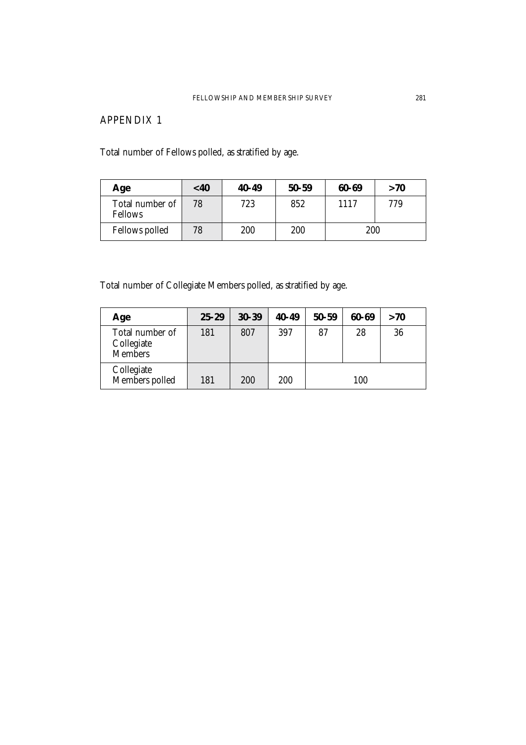## APPENDIX 1

Total number of Fellows polled, as stratified by age.

| **Age** | **<40** | **40-49** | **50-59** | **60-69** | **>70** |
|---|---|---|---|---|---|
| Total number of Fellows | 78 | 723 | 852 | 1117 | 779 |
| Fellows polled | 78 | 200 | 200 | 200 | |

Total number of Collegiate Members polled, as stratified by age.

| **Age** | **25-29** | **30-39** | **40-49** | **50-59** | **60-69** | **>70** |
|---|---|---|---|---|---|---|
| Total number of Collegiate Members | 181 | 807 | 397 | 87 | 28 | 36 |
| Collegiate Members polled | 181 | 200 | 200 | 100 | | |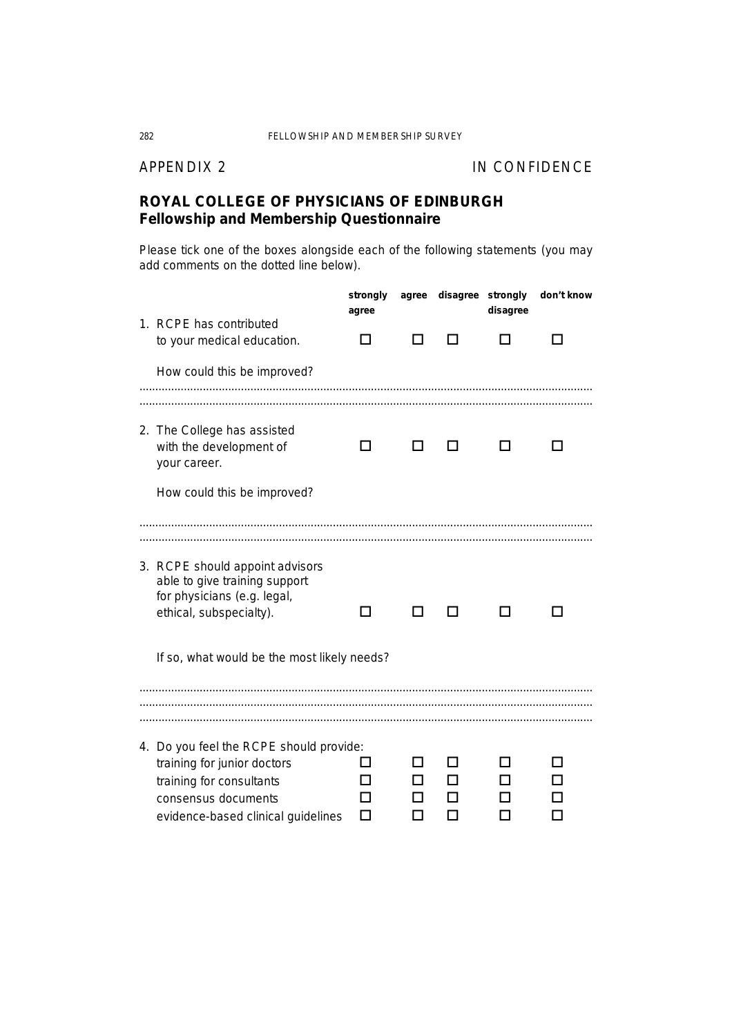APPENDIX 2 IN CONFIDENCE

## ROYAL COLLEGE OF PHYSICIANS OF EDINBURGH
## Fellowship and Membership Questionnaire

Please tick one of the boxes alongside each of the following statements (you may add comments on the dotted line below).

| | strongly agree | agree | disagree | strongly disagree | don't know |
|---|---|---|---|---|---|
| 1. RCPE has contributed to your medical education. | ☐ | ☐ | ☐ | ☐ | ☐ |

How could this be improved?

..........................................................................................................................................

..........................................................................................................................................

| | strongly agree | agree | disagree | strongly disagree | don't know |
|---|---|---|---|---|---|
| 2. The College has assisted with the development of your career. | ☐ | ☐ | ☐ | ☐ | ☐ |

How could this be improved?

..........................................................................................................................................

..........................................................................................................................................

| | strongly agree | agree | disagree | strongly disagree | don't know |
|---|---|---|---|---|---|
| 3. RCPE should appoint advisors able to give training support for physicians (e.g. legal, ethical, subspecialty). | ☐ | ☐ | ☐ | ☐ | ☐ |

If so, what would be the most likely needs?

..........................................................................................................................................

..........................................................................................................................................

..........................................................................................................................................

4. Do you feel the RCPE should provide:

| | strongly agree | agree | disagree | strongly disagree | don't know |
|---|---|---|---|---|---|
| training for junior doctors | ☐ | ☐ | ☐ | ☐ | ☐ |
| training for consultants | ☐ | ☐ | ☐ | ☐ | ☐ |
| consensus documents | ☐ | ☐ | ☐ | ☐ | ☐ |
| evidence-based clinical guidelines | ☐ | ☐ | ☐ | ☐ | ☐ |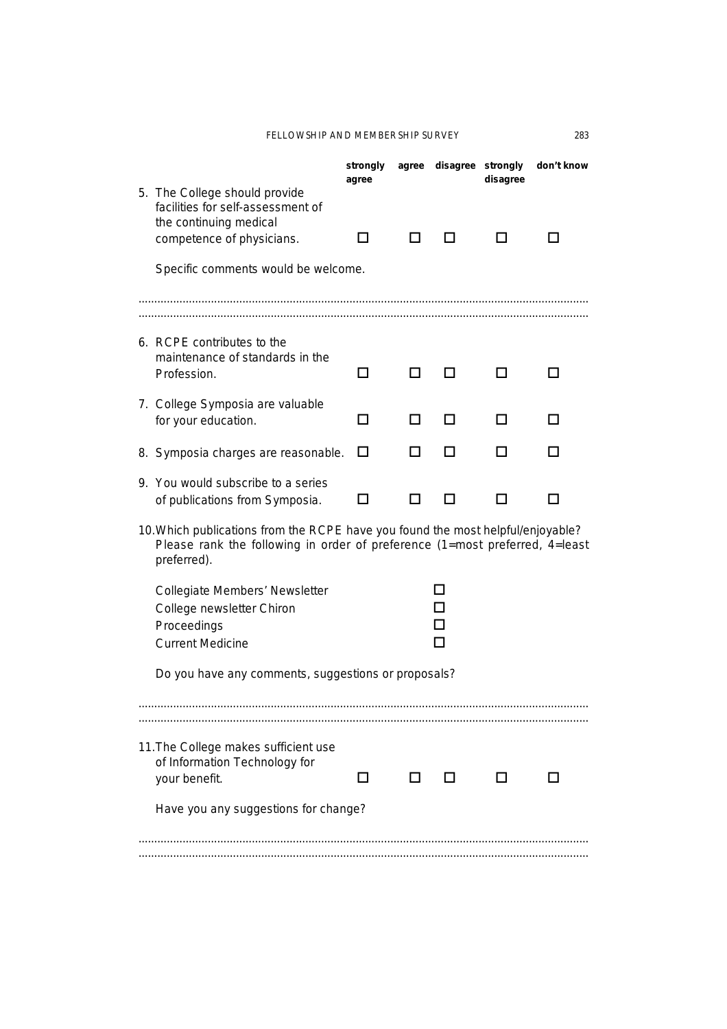| | strongly agree | agree | disagree | strongly disagree | don't know |
|---|---|---|---|---|---|
| 5. The College should provide facilities for self-assessment of the continuing medical competence of physicians. | ☐ | ☐ | ☐ | ☐ | ☐ |

Specific comments would be welcome.

..............................................................................................................................................

..............................................................................................................................................

| | strongly agree | agree | disagree | strongly disagree | don't know |
|---|---|---|---|---|---|
| 6. RCPE contributes to the maintenance of standards in the Profession. | ☐ | ☐ | ☐ | ☐ | ☐ |
| 7. College Symposia are valuable for your education. | ☐ | ☐ | ☐ | ☐ | ☐ |
| 8. Symposia charges are reasonable. | ☐ | ☐ | ☐ | ☐ | ☐ |
| 9. You would subscribe to a series of publications from Symposia. | ☐ | ☐ | ☐ | ☐ | ☐ |

10. Which publications from the RCPE have you found the most helpful/enjoyable? Please rank the following in order of preference (1=most preferred, 4=least preferred).

Collegiate Members' Newsletter ☐
College newsletter Chiron ☐
Proceedings ☐
Current Medicine ☐

Do you have any comments, suggestions or proposals?

..............................................................................................................................................

..............................................................................................................................................

| | strongly agree | agree | disagree | strongly disagree | don't know |
|---|---|---|---|---|---|
| 11. The College makes sufficient use of Information Technology for your benefit. | ☐ | ☐ | ☐ | ☐ | ☐ |

Have you any suggestions for change?

..............................................................................................................................................

..............................................................................................................................................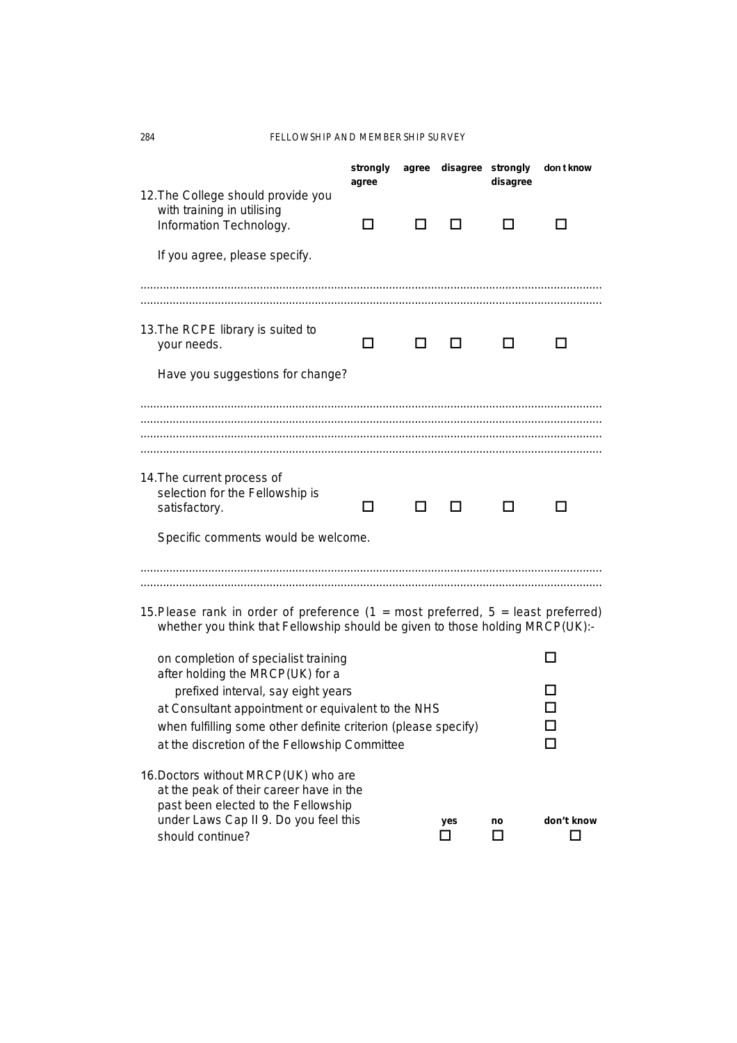| | strongly agree | agree | disagree | strongly disagree | don t know |
|---|---|---|---|---|---|
| 12. The College should provide you with training in utilising Information Technology. | ☐ | ☐ | ☐ | ☐ | ☐ |

If you agree, please specify.

..............................................................................................................................................

..............................................................................................................................................

| | strongly agree | agree | disagree | strongly disagree | don t know |
|---|---|---|---|---|---|
| 13. The RCPE library is suited to your needs. | ☐ | ☐ | ☐ | ☐ | ☐ |

Have you suggestions for change?

..............................................................................................................................................

..............................................................................................................................................

..............................................................................................................................................

..............................................................................................................................................

| | strongly agree | agree | disagree | strongly disagree | don t know |
|---|---|---|---|---|---|
| 14. The current process of selection for the Fellowship is satisfactory. | ☐ | ☐ | ☐ | ☐ | ☐ |

Specific comments would be welcome.

..............................................................................................................................................

..............................................................................................................................................

15. Please rank in order of preference (1 = most preferred, 5 = least preferred) whether you think that Fellowship should be given to those holding MRCP(UK):-

- on completion of specialist training ☐
- after holding the MRCP(UK) for a prefixed interval, say eight years ☐
- at Consultant appointment or equivalent to the NHS ☐
- when fulfilling some other definite criterion (please specify) ☐
- at the discretion of the Fellowship Committee ☐

| | yes | no | don't know |
|---|---|---|---|
| 16. Doctors without MRCP(UK) who are at the peak of their career have in the past been elected to the Fellowship under Laws Cap II 9. Do you feel this should continue? | ☐ | ☐ | ☐ |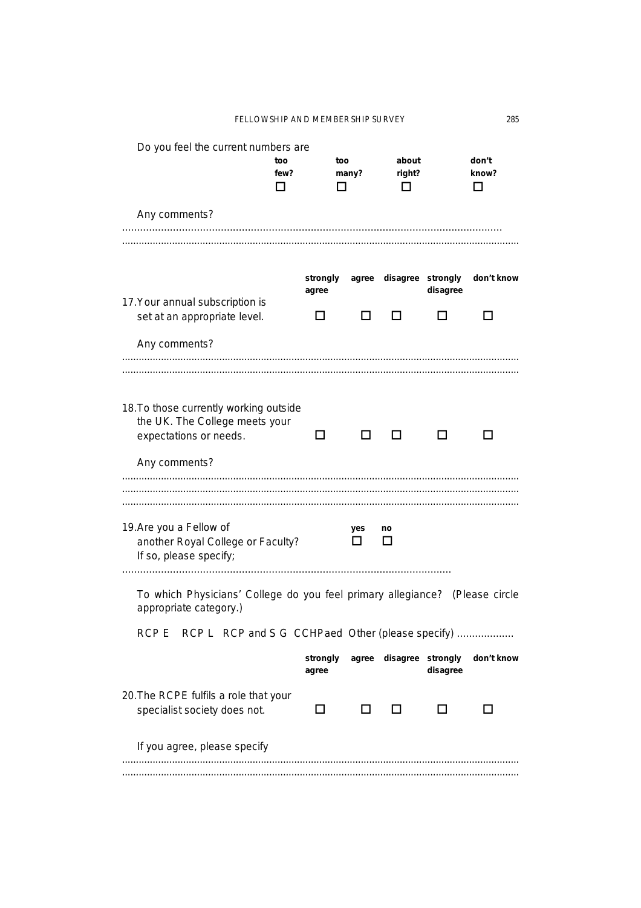Do you feel the current numbers are

| too few? | too many? | about right? | don't know? |
|---|---|---|---|
| ☐ | ☐ | ☐ | ☐ |

Any comments?

..............................................................................................................................

..............................................................................................................................

| | strongly agree | agree | disagree | strongly disagree | don't know |
|---|---|---|---|---|---|
| 17. Your annual subscription is set at an appropriate level. | ☐ | ☐ | ☐ | ☐ | ☐ |

Any comments?

..............................................................................................................................

..............................................................................................................................

| | | | | | |
|---|---|---|---|---|---|
| 18. To those currently working outside the UK. The College meets your expectations or needs. | ☐ | ☐ | ☐ | ☐ | ☐ |

Any comments?

..............................................................................................................................

..............................................................................................................................

..............................................................................................................................

| | yes | no |
|---|---|---|
| 19. Are you a Fellow of another Royal College or Faculty? | ☐ | ☐ |

If so, please specify;

..............................................................................................................

To which Physicians' College do you feel primary allegiance? (Please circle appropriate category.)

RCP E   RCP L   RCP and S G   CCHPaed   Other (please specify) ...................

| | strongly agree | agree | disagree | strongly disagree | don't know |
|---|---|---|---|---|---|
| 20. The RCPE fulfils a role that your specialist society does not. | ☐ | ☐ | ☐ | ☐ | ☐ |

If you agree, please specify

..............................................................................................................................

..............................................................................................................................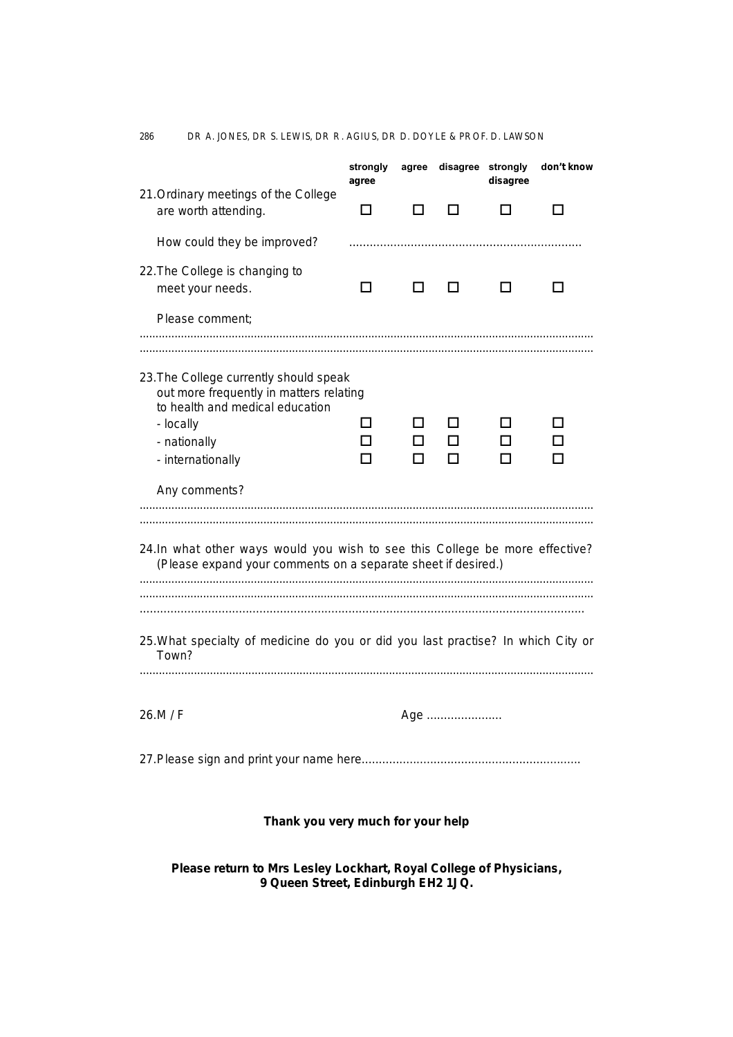| | strongly agree | agree | disagree | strongly disagree | don't know |
|---|---|---|---|---|---|
| 21. Ordinary meetings of the College are worth attending. | ☐ | ☐ | ☐ | ☐ | ☐ |

How could they be improved? ....................................................................

| | strongly agree | agree | disagree | strongly disagree | don't know |
|---|---|---|---|---|---|
| 22. The College is changing to meet your needs. | ☐ | ☐ | ☐ | ☐ | ☐ |

Please comment;

..............................................................................................................................................

..............................................................................................................................................

23. The College currently should speak out more frequently in matters relating to health and medical education

| | strongly agree | agree | disagree | strongly disagree | don't know |
|---|---|---|---|---|---|
| - locally | ☐ | ☐ | ☐ | ☐ | ☐ |
| - nationally | ☐ | ☐ | ☐ | ☐ | ☐ |
| - internationally | ☐ | ☐ | ☐ | ☐ | ☐ |

Any comments?

..............................................................................................................................................

..............................................................................................................................................

24. In what other ways would you wish to see this College be more effective? (Please expand your comments on a separate sheet if desired.)

..............................................................................................................................................

..............................................................................................................................................

..............................................................................................................................................

25. What specialty of medicine do you or did you last practise? In which City or Town?

..............................................................................................................................................

26. M / F                                        Age ......................

27. Please sign and print your name here................................................................

**Thank you very much for your help**

**Please return to Mrs Lesley Lockhart, Royal College of Physicians, 9 Queen Street, Edinburgh EH2 1JQ.**